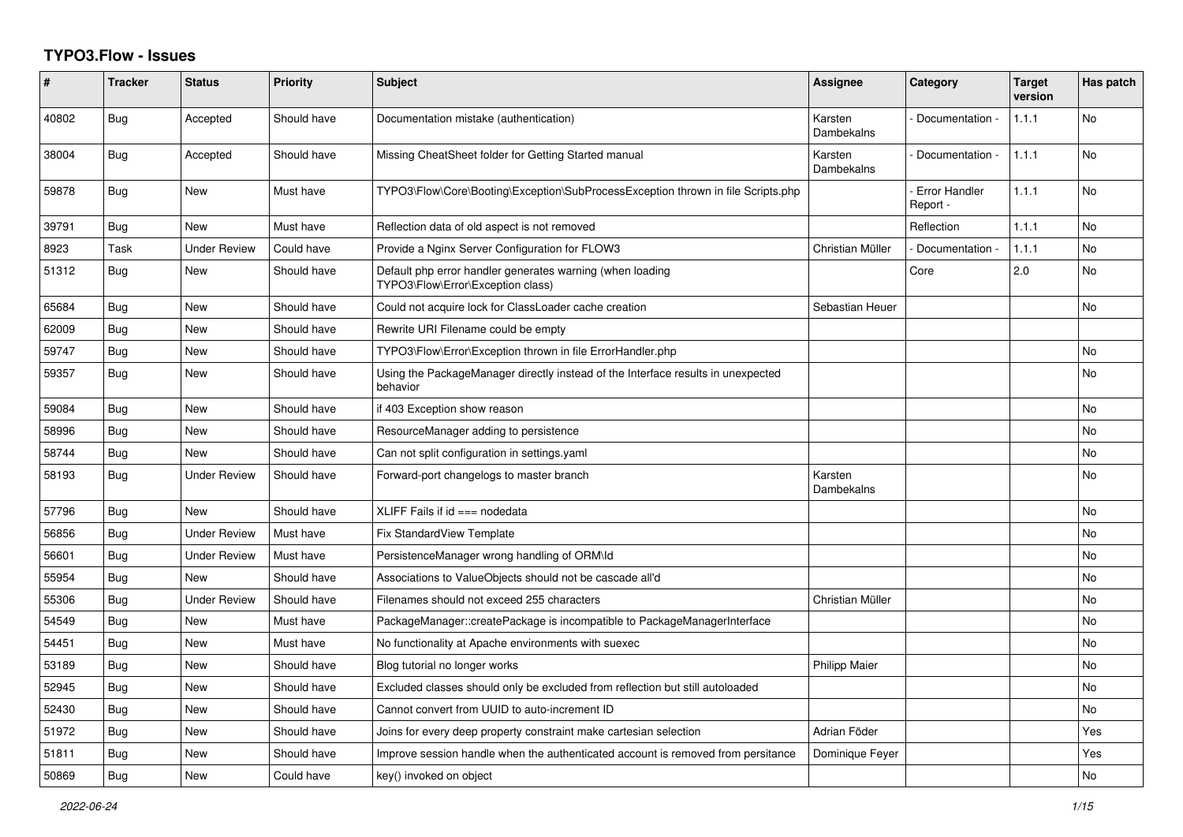# TYPO3.Flow - Issues

| # | Tracker | Status | Priority | Subject | Assignee | Category | Target version | Has patch |
|---|---|---|---|---|---|---|---|---|
| 40802 | Bug | Accepted | Should have | Documentation mistake (authentication) | Karsten Dambekalns | - Documentation - | 1.1.1 | No |
| 38004 | Bug | Accepted | Should have | Missing CheatSheet folder for Getting Started manual | Karsten Dambekalns | - Documentation - | 1.1.1 | No |
| 59878 | Bug | New | Must have | TYPO3\Flow\Core\Booting\Exception\SubProcessException thrown in file Scripts.php | | - Error Handler Report - | 1.1.1 | No |
| 39791 | Bug | New | Must have | Reflection data of old aspect is not removed | | Reflection | 1.1.1 | No |
| 8923 | Task | Under Review | Could have | Provide a Nginx Server Configuration for FLOW3 | Christian Müller | - Documentation - | 1.1.1 | No |
| 51312 | Bug | New | Should have | Default php error handler generates warning (when loading TYPO3\Flow\Error\Exception class) | | Core | 2.0 | No |
| 65684 | Bug | New | Should have | Could not acquire lock for ClassLoader cache creation | Sebastian Heuer | | | No |
| 62009 | Bug | New | Should have | Rewrite URI Filename could be empty | | | | |
| 59747 | Bug | New | Should have | TYPO3\Flow\Error\Exception thrown in file ErrorHandler.php | | | | No |
| 59357 | Bug | New | Should have | Using the PackageManager directly instead of the Interface results in unexpected behavior | | | | No |
| 59084 | Bug | New | Should have | if 403 Exception show reason | | | | No |
| 58996 | Bug | New | Should have | ResourceManager adding to persistence | | | | No |
| 58744 | Bug | New | Should have | Can not split configuration in settings.yaml | | | | No |
| 58193 | Bug | Under Review | Should have | Forward-port changelogs to master branch | Karsten Dambekalns | | | No |
| 57796 | Bug | New | Should have | XLIFF Fails if id === nodedata | | | | No |
| 56856 | Bug | Under Review | Must have | Fix StandardView Template | | | | No |
| 56601 | Bug | Under Review | Must have | PersistenceManager wrong handling of ORM\Id | | | | No |
| 55954 | Bug | New | Should have | Associations to ValueObjects should not be cascade all'd | | | | No |
| 55306 | Bug | Under Review | Should have | Filenames should not exceed 255 characters | Christian Müller | | | No |
| 54549 | Bug | New | Must have | PackageManager::createPackage is incompatible to PackageManagerInterface | | | | No |
| 54451 | Bug | New | Must have | No functionality at Apache environments with suexec | | | | No |
| 53189 | Bug | New | Should have | Blog tutorial no longer works | Philipp Maier | | | No |
| 52945 | Bug | New | Should have | Excluded classes should only be excluded from reflection but still autoloaded | | | | No |
| 52430 | Bug | New | Should have | Cannot convert from UUID to auto-increment ID | | | | No |
| 51972 | Bug | New | Should have | Joins for every deep property constraint make cartesian selection | Adrian Föder | | | Yes |
| 51811 | Bug | New | Should have | Improve session handle when the authenticated account is removed from persitance | Dominique Feyer | | | Yes |
| 50869 | Bug | New | Could have | key() invoked on object | | | | No |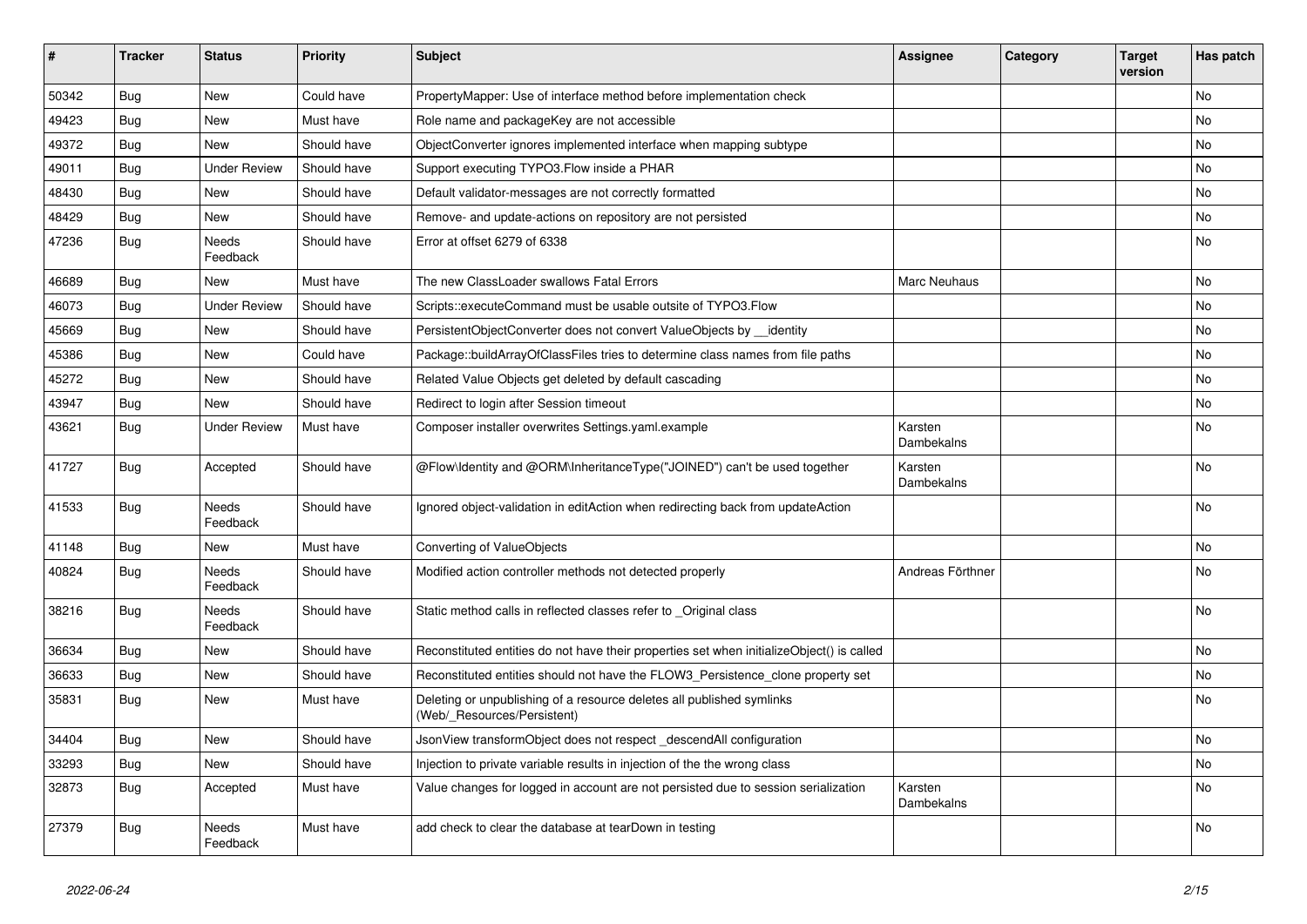| # | Tracker | Status | Priority | Subject | Assignee | Category | Target version | Has patch |
|---|---|---|---|---|---|---|---|---|
| 50342 | Bug | New | Could have | PropertyMapper: Use of interface method before implementation check | | | | No |
| 49423 | Bug | New | Must have | Role name and packageKey are not accessible | | | | No |
| 49372 | Bug | New | Should have | ObjectConverter ignores implemented interface when mapping subtype | | | | No |
| 49011 | Bug | Under Review | Should have | Support executing TYPO3.Flow inside a PHAR | | | | No |
| 48430 | Bug | New | Should have | Default validator-messages are not correctly formatted | | | | No |
| 48429 | Bug | New | Should have | Remove- and update-actions on repository are not persisted | | | | No |
| 47236 | Bug | Needs Feedback | Should have | Error at offset 6279 of 6338 | | | | No |
| 46689 | Bug | New | Must have | The new ClassLoader swallows Fatal Errors | Marc Neuhaus | | | No |
| 46073 | Bug | Under Review | Should have | Scripts::executeCommand must be usable outsite of TYPO3.Flow | | | | No |
| 45669 | Bug | New | Should have | PersistentObjectConverter does not convert ValueObjects by __identity | | | | No |
| 45386 | Bug | New | Could have | Package::buildArrayOfClassFiles tries to determine class names from file paths | | | | No |
| 45272 | Bug | New | Should have | Related Value Objects get deleted by default cascading | | | | No |
| 43947 | Bug | New | Should have | Redirect to login after Session timeout | | | | No |
| 43621 | Bug | Under Review | Must have | Composer installer overwrites Settings.yaml.example | Karsten Dambekalns | | | No |
| 41727 | Bug | Accepted | Should have | @Flow\Identity and @ORM\InheritanceType("JOINED") can't be used together | Karsten Dambekalns | | | No |
| 41533 | Bug | Needs Feedback | Should have | Ignored object-validation in editAction when redirecting back from updateAction | | | | No |
| 41148 | Bug | New | Must have | Converting of ValueObjects | | | | No |
| 40824 | Bug | Needs Feedback | Should have | Modified action controller methods not detected properly | Andreas Förthner | | | No |
| 38216 | Bug | Needs Feedback | Should have | Static method calls in reflected classes refer to _Original class | | | | No |
| 36634 | Bug | New | Should have | Reconstituted entities do not have their properties set when initializeObject() is called | | | | No |
| 36633 | Bug | New | Should have | Reconstituted entities should not have the FLOW3_Persistence_clone property set | | | | No |
| 35831 | Bug | New | Must have | Deleting or unpublishing of a resource deletes all published symlinks (Web/_Resources/Persistent) | | | | No |
| 34404 | Bug | New | Should have | JsonView transformObject does not respect _descendAll configuration | | | | No |
| 33293 | Bug | New | Should have | Injection to private variable results in injection of the the wrong class | | | | No |
| 32873 | Bug | Accepted | Must have | Value changes for logged in account are not persisted due to session serialization | Karsten Dambekalns | | | No |
| 27379 | Bug | Needs Feedback | Must have | add check to clear the database at tearDown in testing | | | | No |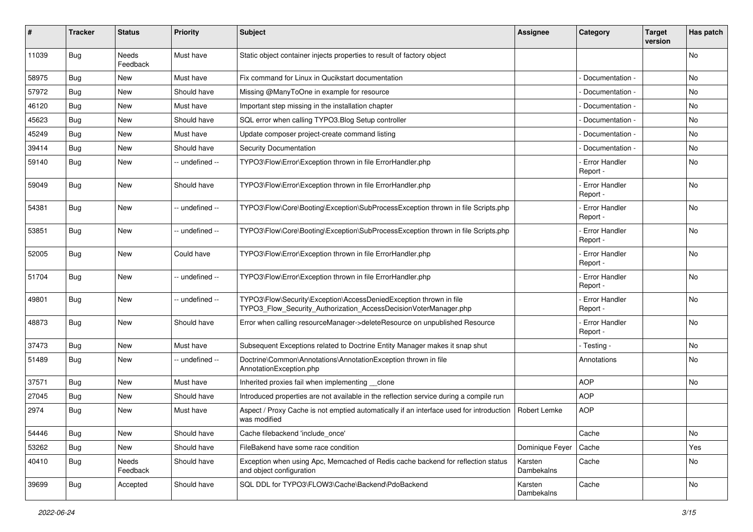| # | Tracker | Status | Priority | Subject | Assignee | Category | Target version | Has patch |
|---|---|---|---|---|---|---|---|---|
| 11039 | Bug | Needs Feedback | Must have | Static object container injects properties to result of factory object | | | | No |
| 58975 | Bug | New | Must have | Fix command for Linux in Qucikstart documentation | | - Documentation - | | No |
| 57972 | Bug | New | Should have | Missing @ManyToOne in example for resource | | - Documentation - | | No |
| 46120 | Bug | New | Must have | Important step missing in the installation chapter | | - Documentation - | | No |
| 45623 | Bug | New | Should have | SQL error when calling TYPO3.Blog Setup controller | | - Documentation - | | No |
| 45249 | Bug | New | Must have | Update composer project-create command listing | | - Documentation - | | No |
| 39414 | Bug | New | Should have | Security Documentation | | - Documentation - | | No |
| 59140 | Bug | New | -- undefined -- | TYPO3\Flow\Error\Exception thrown in file ErrorHandler.php | | - Error Handler Report - | | No |
| 59049 | Bug | New | Should have | TYPO3\Flow\Error\Exception thrown in file ErrorHandler.php | | - Error Handler Report - | | No |
| 54381 | Bug | New | -- undefined -- | TYPO3\Flow\Core\Booting\Exception\SubProcessException thrown in file Scripts.php | | - Error Handler Report - | | No |
| 53851 | Bug | New | -- undefined -- | TYPO3\Flow\Core\Booting\Exception\SubProcessException thrown in file Scripts.php | | - Error Handler Report - | | No |
| 52005 | Bug | New | Could have | TYPO3\Flow\Error\Exception thrown in file ErrorHandler.php | | - Error Handler Report - | | No |
| 51704 | Bug | New | -- undefined -- | TYPO3\Flow\Error\Exception thrown in file ErrorHandler.php | | - Error Handler Report - | | No |
| 49801 | Bug | New | -- undefined -- | TYPO3\Flow\Security\Exception\AccessDeniedException thrown in file TYPO3_Flow_Security_Authorization_AccessDecisionVoterManager.php | | - Error Handler Report - | | No |
| 48873 | Bug | New | Should have | Error when calling resourceManager->deleteResource on unpublished Resource | | - Error Handler Report - | | No |
| 37473 | Bug | New | Must have | Subsequent Exceptions related to Doctrine Entity Manager makes it snap shut | | - Testing - | | No |
| 51489 | Bug | New | -- undefined -- | Doctrine\Common\Annotations\AnnotationException thrown in file AnnotationException.php | | Annotations | | No |
| 37571 | Bug | New | Must have | Inherited proxies fail when implementing __clone | | AOP | | No |
| 27045 | Bug | New | Should have | Introduced properties are not available in the reflection service during a compile run | | AOP | | |
| 2974 | Bug | New | Must have | Aspect / Proxy Cache is not emptied automatically if an interface used for introduction was modified | Robert Lemke | AOP | | |
| 54446 | Bug | New | Should have | Cache filebackend 'include_once' | | Cache | | No |
| 53262 | Bug | New | Should have | FileBakend have some race condition | Dominique Feyer | Cache | | Yes |
| 40410 | Bug | Needs Feedback | Should have | Exception when using Apc, Memcached of Redis cache backend for reflection status and object configuration | Karsten Dambekalns | Cache | | No |
| 39699 | Bug | Accepted | Should have | SQL DDL for TYPO3\FLOW3\Cache\Backend\PdoBackend | Karsten Dambekalns | Cache | | No |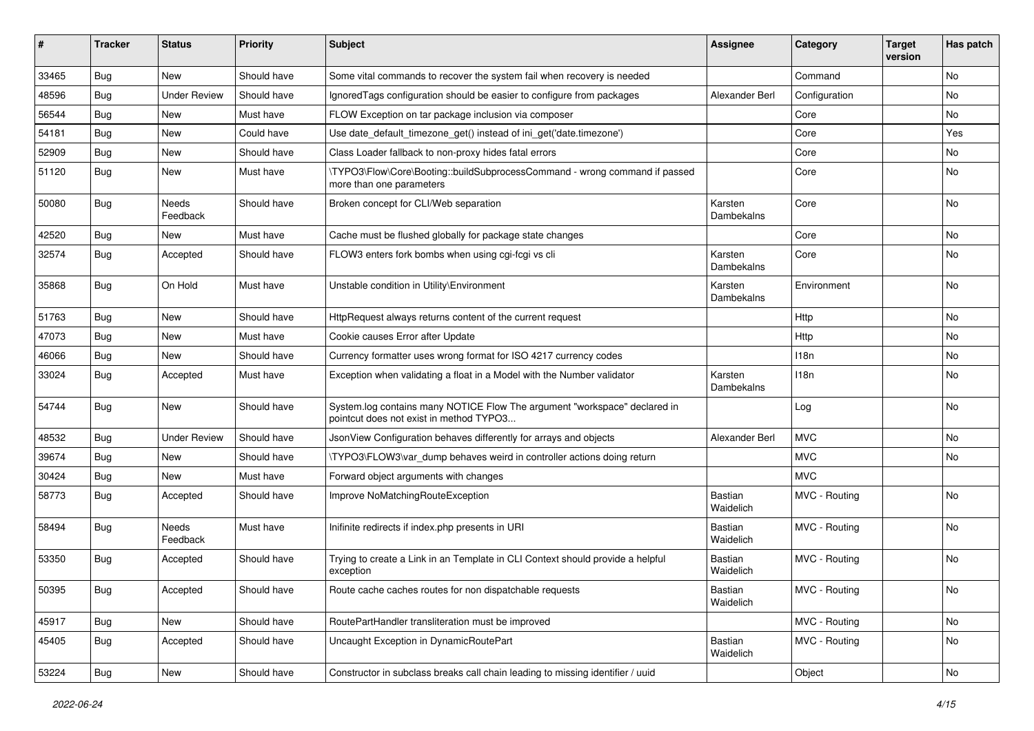| # | Tracker | Status | Priority | Subject | Assignee | Category | Target version | Has patch |
|---|---|---|---|---|---|---|---|---|
| 33465 | Bug | New | Should have | Some vital commands to recover the system fail when recovery is needed | | Command | | No |
| 48596 | Bug | Under Review | Should have | IgnoredTags configuration should be easier to configure from packages | Alexander Berl | Configuration | | No |
| 56544 | Bug | New | Must have | FLOW Exception on tar package inclusion via composer | | Core | | No |
| 54181 | Bug | New | Could have | Use date_default_timezone_get() instead of ini_get('date.timezone') | | Core | | Yes |
| 52909 | Bug | New | Should have | Class Loader fallback to non-proxy hides fatal errors | | Core | | No |
| 51120 | Bug | New | Must have | \TYPO3\Flow\Core\Booting::buildSubprocessCommand - wrong command if passed more than one parameters | | Core | | No |
| 50080 | Bug | Needs Feedback | Should have | Broken concept for CLI/Web separation | Karsten Dambekalns | Core | | No |
| 42520 | Bug | New | Must have | Cache must be flushed globally for package state changes | | Core | | No |
| 32574 | Bug | Accepted | Should have | FLOW3 enters fork bombs when using cgi-fcgi vs cli | Karsten Dambekalns | Core | | No |
| 35868 | Bug | On Hold | Must have | Unstable condition in Utility\Environment | Karsten Dambekalns | Environment | | No |
| 51763 | Bug | New | Should have | HttpRequest always returns content of the current request | | Http | | No |
| 47073 | Bug | New | Must have | Cookie causes Error after Update | | Http | | No |
| 46066 | Bug | New | Should have | Currency formatter uses wrong format for ISO 4217 currency codes | | I18n | | No |
| 33024 | Bug | Accepted | Must have | Exception when validating a float in a Model with the Number validator | Karsten Dambekalns | I18n | | No |
| 54744 | Bug | New | Should have | System.log contains many NOTICE Flow The argument "workspace" declared in pointcut does not exist in method TYPO3... | | Log | | No |
| 48532 | Bug | Under Review | Should have | JsonView Configuration behaves differently for arrays and objects | Alexander Berl | MVC | | No |
| 39674 | Bug | New | Should have | \TYPO3\FLOW3\var_dump behaves weird in controller actions doing return | | MVC | | No |
| 30424 | Bug | New | Must have | Forward object arguments with changes | | MVC | | |
| 58773 | Bug | Accepted | Should have | Improve NoMatchingRouteException | Bastian Waidelich | MVC - Routing | | No |
| 58494 | Bug | Needs Feedback | Must have | Inifinite redirects if index.php presents in URI | Bastian Waidelich | MVC - Routing | | No |
| 53350 | Bug | Accepted | Should have | Trying to create a Link in an Template in CLI Context should provide a helpful exception | Bastian Waidelich | MVC - Routing | | No |
| 50395 | Bug | Accepted | Should have | Route cache caches routes for non dispatchable requests | Bastian Waidelich | MVC - Routing | | No |
| 45917 | Bug | New | Should have | RoutePartHandler transliteration must be improved | | MVC - Routing | | No |
| 45405 | Bug | Accepted | Should have | Uncaught Exception in DynamicRoutePart | Bastian Waidelich | MVC - Routing | | No |
| 53224 | Bug | New | Should have | Constructor in subclass breaks call chain leading to missing identifier / uuid | | Object | | No |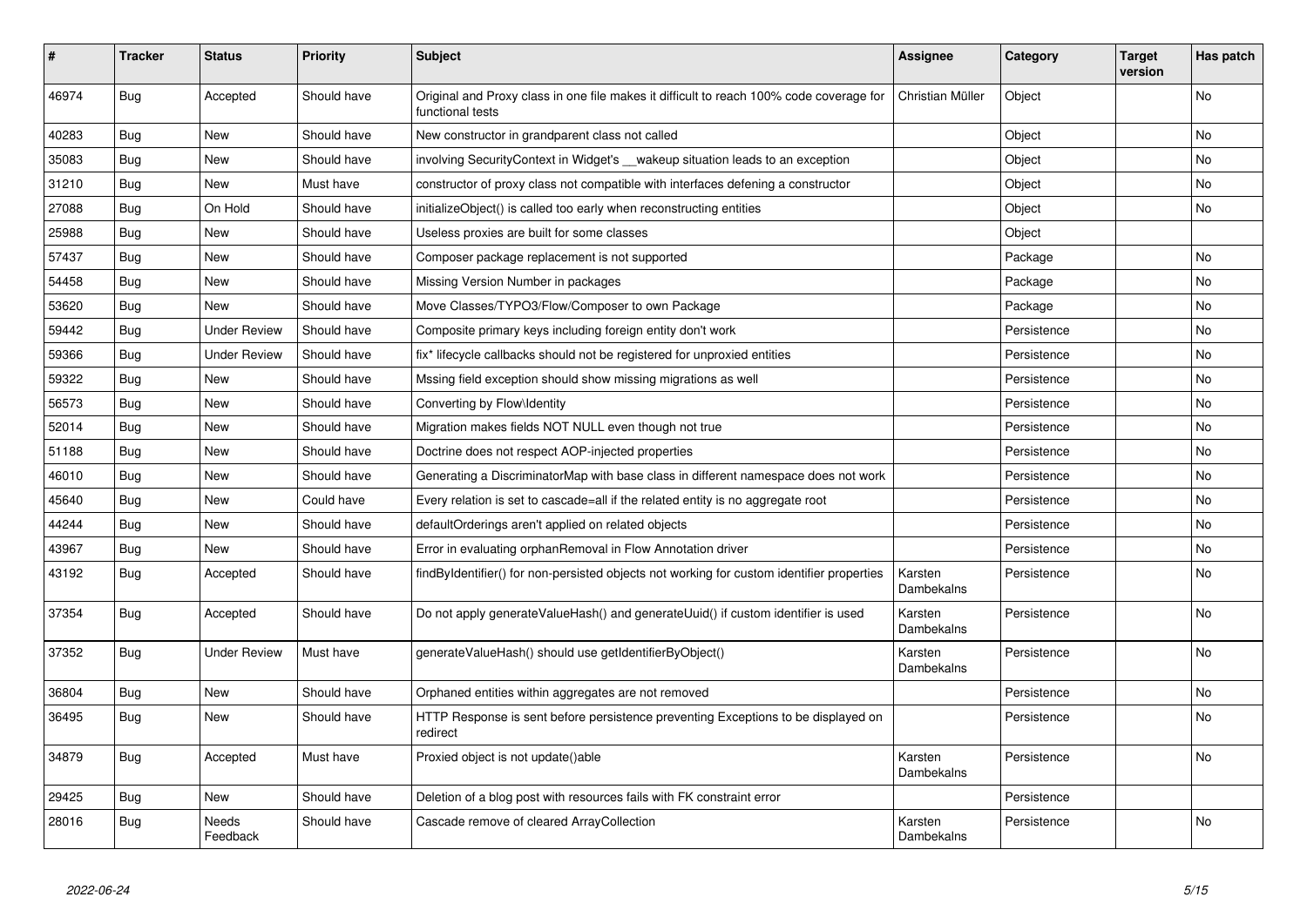| # | Tracker | Status | Priority | Subject | Assignee | Category | Target version | Has patch |
|---|---|---|---|---|---|---|---|---|
| 46974 | Bug | Accepted | Should have | Original and Proxy class in one file makes it difficult to reach 100% code coverage for functional tests | Christian Müller | Object | | No |
| 40283 | Bug | New | Should have | New constructor in grandparent class not called | | Object | | No |
| 35083 | Bug | New | Should have | involving SecurityContext in Widget's __wakeup situation leads to an exception | | Object | | No |
| 31210 | Bug | New | Must have | constructor of proxy class not compatible with interfaces defening a constructor | | Object | | No |
| 27088 | Bug | On Hold | Should have | initializeObject() is called too early when reconstructing entities | | Object | | No |
| 25988 | Bug | New | Should have | Useless proxies are built for some classes | | Object | | |
| 57437 | Bug | New | Should have | Composer package replacement is not supported | | Package | | No |
| 54458 | Bug | New | Should have | Missing Version Number in packages | | Package | | No |
| 53620 | Bug | New | Should have | Move Classes/TYPO3/Flow/Composer to own Package | | Package | | No |
| 59442 | Bug | Under Review | Should have | Composite primary keys including foreign entity don't work | | Persistence | | No |
| 59366 | Bug | Under Review | Should have | fix* lifecycle callbacks should not be registered for unproxied entities | | Persistence | | No |
| 59322 | Bug | New | Should have | Mssing field exception should show missing migrations as well | | Persistence | | No |
| 56573 | Bug | New | Should have | Converting by Flow\Identity | | Persistence | | No |
| 52014 | Bug | New | Should have | Migration makes fields NOT NULL even though not true | | Persistence | | No |
| 51188 | Bug | New | Should have | Doctrine does not respect AOP-injected properties | | Persistence | | No |
| 46010 | Bug | New | Should have | Generating a DiscriminatorMap with base class in different namespace does not work | | Persistence | | No |
| 45640 | Bug | New | Could have | Every relation is set to cascade=all if the related entity is no aggregate root | | Persistence | | No |
| 44244 | Bug | New | Should have | defaultOrderings aren't applied on related objects | | Persistence | | No |
| 43967 | Bug | New | Should have | Error in evaluating orphanRemoval in Flow Annotation driver | | Persistence | | No |
| 43192 | Bug | Accepted | Should have | findByIdentifier() for non-persisted objects not working for custom identifier properties | Karsten Dambekalns | Persistence | | No |
| 37354 | Bug | Accepted | Should have | Do not apply generateValueHash() and generateUuid() if custom identifier is used | Karsten Dambekalns | Persistence | | No |
| 37352 | Bug | Under Review | Must have | generateValueHash() should use getIdentifierByObject() | Karsten Dambekalns | Persistence | | No |
| 36804 | Bug | New | Should have | Orphaned entities within aggregates are not removed | | Persistence | | No |
| 36495 | Bug | New | Should have | HTTP Response is sent before persistence preventing Exceptions to be displayed on redirect | | Persistence | | No |
| 34879 | Bug | Accepted | Must have | Proxied object is not update()able | Karsten Dambekalns | Persistence | | No |
| 29425 | Bug | New | Should have | Deletion of a blog post with resources fails with FK constraint error | | Persistence | | |
| 28016 | Bug | Needs Feedback | Should have | Cascade remove of cleared ArrayCollection | Karsten Dambekalns | Persistence | | No |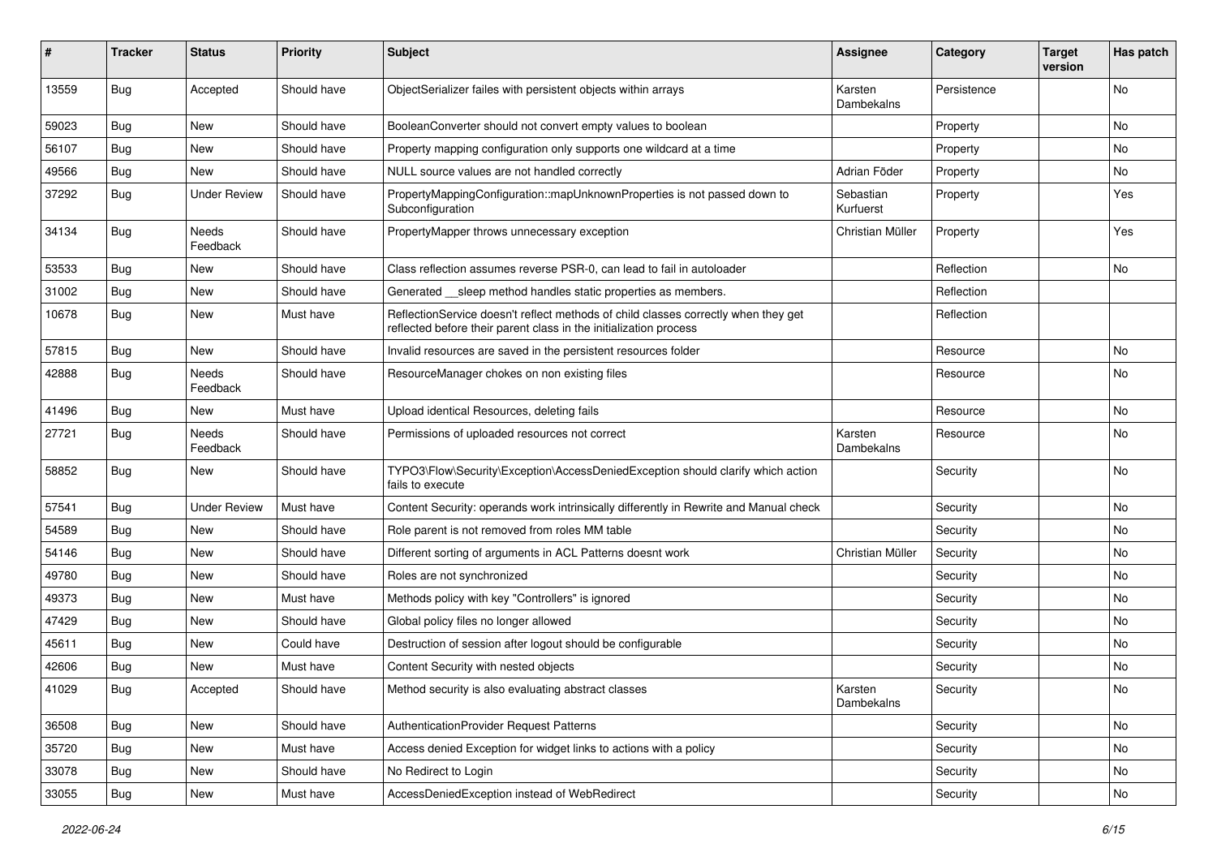| # | Tracker | Status | Priority | Subject | Assignee | Category | Target version | Has patch |
|---|---|---|---|---|---|---|---|---|
| 13559 | Bug | Accepted | Should have | ObjectSerializer failes with persistent objects within arrays | Karsten Dambekalns | Persistence | | No |
| 59023 | Bug | New | Should have | BooleanConverter should not convert empty values to boolean | | Property | | No |
| 56107 | Bug | New | Should have | Property mapping configuration only supports one wildcard at a time | | Property | | No |
| 49566 | Bug | New | Should have | NULL source values are not handled correctly | Adrian Föder | Property | | No |
| 37292 | Bug | Under Review | Should have | PropertyMappingConfiguration::mapUnknownProperties is not passed down to Subconfiguration | Sebastian Kurfuerst | Property | | Yes |
| 34134 | Bug | Needs Feedback | Should have | PropertyMapper throws unnecessary exception | Christian Müller | Property | | Yes |
| 53533 | Bug | New | Should have | Class reflection assumes reverse PSR-0, can lead to fail in autoloader | | Reflection | | No |
| 31002 | Bug | New | Should have | Generated __sleep method handles static properties as members. | | Reflection | | |
| 10678 | Bug | New | Must have | ReflectionService doesn't reflect methods of child classes correctly when they get reflected before their parent class in the initialization process | | Reflection | | |
| 57815 | Bug | New | Should have | Invalid resources are saved in the persistent resources folder | | Resource | | No |
| 42888 | Bug | Needs Feedback | Should have | ResourceManager chokes on non existing files | | Resource | | No |
| 41496 | Bug | New | Must have | Upload identical Resources, deleting fails | | Resource | | No |
| 27721 | Bug | Needs Feedback | Should have | Permissions of uploaded resources not correct | Karsten Dambekalns | Resource | | No |
| 58852 | Bug | New | Should have | TYPO3\Flow\Security\Exception\AccessDeniedException should clarify which action fails to execute | | Security | | No |
| 57541 | Bug | Under Review | Must have | Content Security: operands work intrinsically differently in Rewrite and Manual check | | Security | | No |
| 54589 | Bug | New | Should have | Role parent is not removed from roles MM table | | Security | | No |
| 54146 | Bug | New | Should have | Different sorting of arguments in ACL Patterns doesnt work | Christian Müller | Security | | No |
| 49780 | Bug | New | Should have | Roles are not synchronized | | Security | | No |
| 49373 | Bug | New | Must have | Methods policy with key "Controllers" is ignored | | Security | | No |
| 47429 | Bug | New | Should have | Global policy files no longer allowed | | Security | | No |
| 45611 | Bug | New | Could have | Destruction of session after logout should be configurable | | Security | | No |
| 42606 | Bug | New | Must have | Content Security with nested objects | | Security | | No |
| 41029 | Bug | Accepted | Should have | Method security is also evaluating abstract classes | Karsten Dambekalns | Security | | No |
| 36508 | Bug | New | Should have | AuthenticationProvider Request Patterns | | Security | | No |
| 35720 | Bug | New | Must have | Access denied Exception for widget links to actions with a policy | | Security | | No |
| 33078 | Bug | New | Should have | No Redirect to Login | | Security | | No |
| 33055 | Bug | New | Must have | AccessDeniedException instead of WebRedirect | | Security | | No |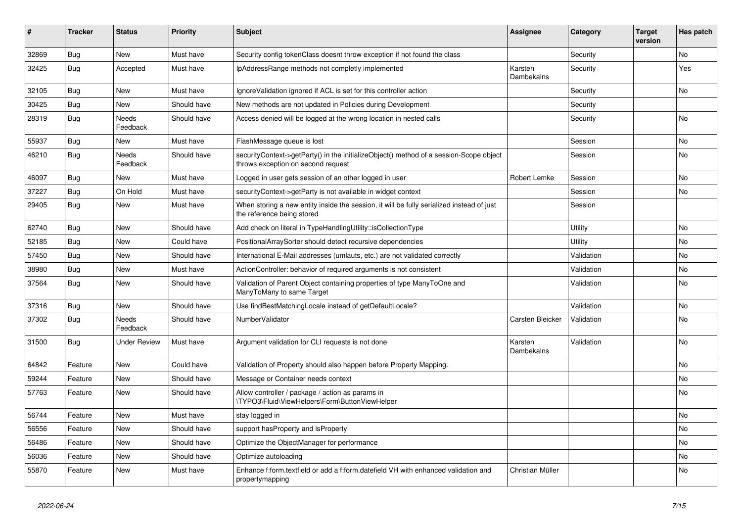| # | Tracker | Status | Priority | Subject | Assignee | Category | Target version | Has patch |
|---|---|---|---|---|---|---|---|---|
| 32869 | Bug | New | Must have | Security config tokenClass doesnt throw exception if not found the class | | Security | | No |
| 32425 | Bug | Accepted | Must have | IpAddressRange methods not completly implemented | Karsten Dambekalns | Security | | Yes |
| 32105 | Bug | New | Must have | IgnoreValidation ignored if ACL is set for this controller action | | Security | | No |
| 30425 | Bug | New | Should have | New methods are not updated in Policies during Development | | Security | | |
| 28319 | Bug | Needs Feedback | Should have | Access denied will be logged at the wrong location in nested calls | | Security | | No |
| 55937 | Bug | New | Must have | FlashMessage queue is lost | | Session | | No |
| 46210 | Bug | Needs Feedback | Should have | securityContext->getParty() in the initializeObject() method of a session-Scope object throws exception on second request | | Session | | No |
| 46097 | Bug | New | Must have | Logged in user gets session of an other logged in user | Robert Lemke | Session | | No |
| 37227 | Bug | On Hold | Must have | securityContext->getParty is not available in widget context | | Session | | No |
| 29405 | Bug | New | Must have | When storing a new entity inside the session, it will be fully serialized instead of just the reference being stored | | Session | | |
| 62740 | Bug | New | Should have | Add check on literal in TypeHandlingUtility::isCollectionType | | Utility | | No |
| 52185 | Bug | New | Could have | PositionalArraySorter should detect recursive dependencies | | Utility | | No |
| 57450 | Bug | New | Should have | International E-Mail addresses (umlauts, etc.) are not validated correctly | | Validation | | No |
| 38980 | Bug | New | Must have | ActionController: behavior of required arguments is not consistent | | Validation | | No |
| 37564 | Bug | New | Should have | Validation of Parent Object containing properties of type ManyToOne and ManyToMany to same Target | | Validation | | No |
| 37316 | Bug | New | Should have | Use findBestMatchingLocale instead of getDefaultLocale? | | Validation | | No |
| 37302 | Bug | Needs Feedback | Should have | NumberValidator | Carsten Bleicker | Validation | | No |
| 31500 | Bug | Under Review | Must have | Argument validation for CLI requests is not done | Karsten Dambekalns | Validation | | No |
| 64842 | Feature | New | Could have | Validation of Property should also happen before Property Mapping. | | | | No |
| 59244 | Feature | New | Should have | Message or Container needs context | | | | No |
| 57763 | Feature | New | Should have | Allow controller / package / action as params in \TYPO3\Fluid\ViewHelpers\Form\ButtonViewHelper | | | | No |
| 56744 | Feature | New | Must have | stay logged in | | | | No |
| 56556 | Feature | New | Should have | support hasProperty and isProperty | | | | No |
| 56486 | Feature | New | Should have | Optimize the ObjectManager for performance | | | | No |
| 56036 | Feature | New | Should have | Optimize autoloading | | | | No |
| 55870 | Feature | New | Must have | Enhance f:form.textfield or add a f:form.datefield VH with enhanced validation and propertymapping | Christian Müller | | | No |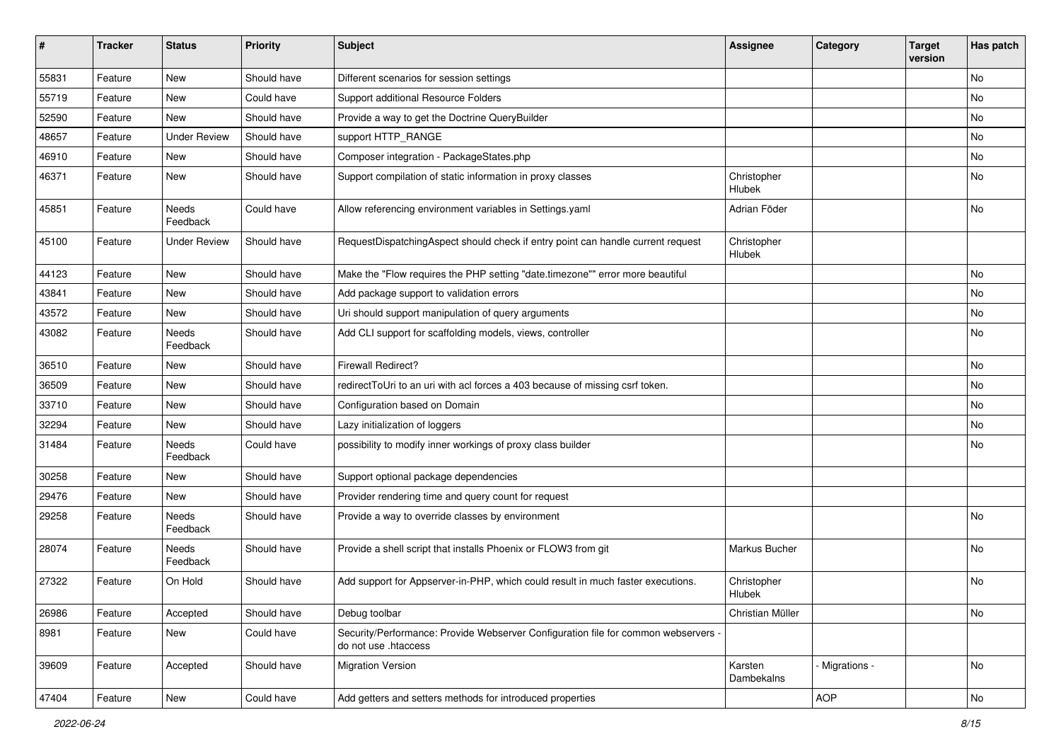| # | Tracker | Status | Priority | Subject | Assignee | Category | Target version | Has patch |
|---|---|---|---|---|---|---|---|---|
| 55831 | Feature | New | Should have | Different scenarios for session settings | | | | No |
| 55719 | Feature | New | Could have | Support additional Resource Folders | | | | No |
| 52590 | Feature | New | Should have | Provide a way to get the Doctrine QueryBuilder | | | | No |
| 48657 | Feature | Under Review | Should have | support HTTP_RANGE | | | | No |
| 46910 | Feature | New | Should have | Composer integration - PackageStates.php | | | | No |
| 46371 | Feature | New | Should have | Support compilation of static information in proxy classes | Christopher Hlubek | | | No |
| 45851 | Feature | Needs Feedback | Could have | Allow referencing environment variables in Settings.yaml | Adrian Föder | | | No |
| 45100 | Feature | Under Review | Should have | RequestDispatchingAspect should check if entry point can handle current request | Christopher Hlubek | | | |
| 44123 | Feature | New | Should have | Make the "Flow requires the PHP setting "date.timezone"" error more beautiful | | | | No |
| 43841 | Feature | New | Should have | Add package support to validation errors | | | | No |
| 43572 | Feature | New | Should have | Uri should support manipulation of query arguments | | | | No |
| 43082 | Feature | Needs Feedback | Should have | Add CLI support for scaffolding models, views, controller | | | | No |
| 36510 | Feature | New | Should have | Firewall Redirect? | | | | No |
| 36509 | Feature | New | Should have | redirectToUri to an uri with acl forces a 403 because of missing csrf token. | | | | No |
| 33710 | Feature | New | Should have | Configuration based on Domain | | | | No |
| 32294 | Feature | New | Should have | Lazy initialization of loggers | | | | No |
| 31484 | Feature | Needs Feedback | Could have | possibility to modify inner workings of proxy class builder | | | | No |
| 30258 | Feature | New | Should have | Support optional package dependencies | | | | |
| 29476 | Feature | New | Should have | Provider rendering time and query count for request | | | | |
| 29258 | Feature | Needs Feedback | Should have | Provide a way to override classes by environment | | | | No |
| 28074 | Feature | Needs Feedback | Should have | Provide a shell script that installs Phoenix or FLOW3 from git | Markus Bucher | | | No |
| 27322 | Feature | On Hold | Should have | Add support for Appserver-in-PHP, which could result in much faster executions. | Christopher Hlubek | | | No |
| 26986 | Feature | Accepted | Should have | Debug toolbar | Christian Müller | | | No |
| 8981 | Feature | New | Could have | Security/Performance: Provide Webserver Configuration file for common webservers - do not use .htaccess | | | | |
| 39609 | Feature | Accepted | Should have | Migration Version | Karsten Dambekalns | - Migrations - | | No |
| 47404 | Feature | New | Could have | Add getters and setters methods for introduced properties | | AOP | | No |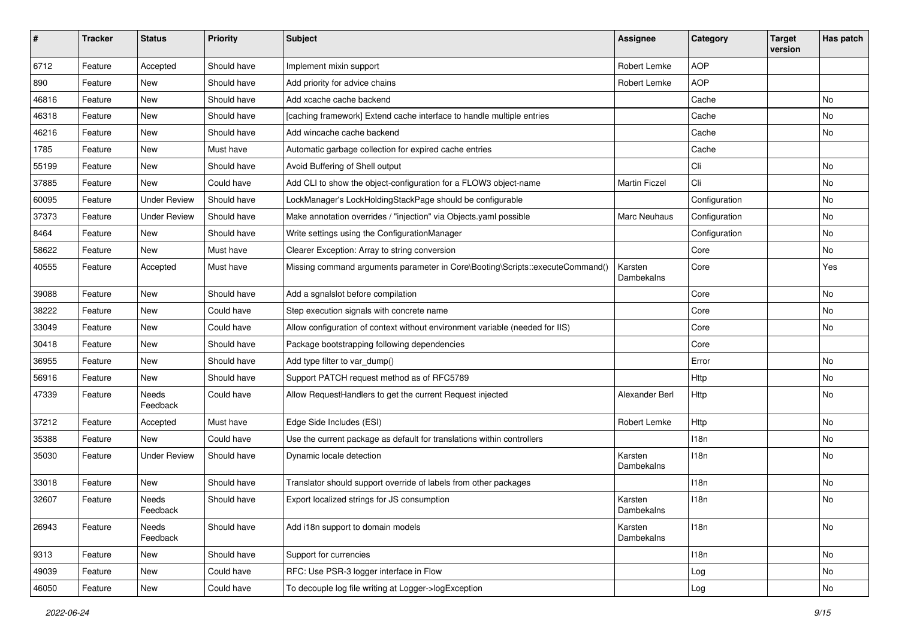| # | Tracker | Status | Priority | Subject | Assignee | Category | Target version | Has patch |
|---|---|---|---|---|---|---|---|---|
| 6712 | Feature | Accepted | Should have | Implement mixin support | Robert Lemke | AOP | | |
| 890 | Feature | New | Should have | Add priority for advice chains | Robert Lemke | AOP | | |
| 46816 | Feature | New | Should have | Add xcache cache backend | | Cache | | No |
| 46318 | Feature | New | Should have | [caching framework] Extend cache interface to handle multiple entries | | Cache | | No |
| 46216 | Feature | New | Should have | Add wincache cache backend | | Cache | | No |
| 1785 | Feature | New | Must have | Automatic garbage collection for expired cache entries | | Cache | | |
| 55199 | Feature | New | Should have | Avoid Buffering of Shell output | | Cli | | No |
| 37885 | Feature | New | Could have | Add CLI to show the object-configuration for a FLOW3 object-name | Martin Ficzel | Cli | | No |
| 60095 | Feature | Under Review | Should have | LockManager's LockHoldingStackPage should be configurable | | Configuration | | No |
| 37373 | Feature | Under Review | Should have | Make annotation overrides / "injection" via Objects.yaml possible | Marc Neuhaus | Configuration | | No |
| 8464 | Feature | New | Should have | Write settings using the ConfigurationManager | | Configuration | | No |
| 58622 | Feature | New | Must have | Clearer Exception: Array to string conversion | | Core | | No |
| 40555 | Feature | Accepted | Must have | Missing command arguments parameter in Core\Booting\Scripts::executeCommand() | Karsten Dambekalns | Core | | Yes |
| 39088 | Feature | New | Should have | Add a sgnalslot before compilation | | Core | | No |
| 38222 | Feature | New | Could have | Step execution signals with concrete name | | Core | | No |
| 33049 | Feature | New | Could have | Allow configuration of context without environment variable (needed for IIS) | | Core | | No |
| 30418 | Feature | New | Should have | Package bootstrapping following dependencies | | Core | | |
| 36955 | Feature | New | Should have | Add type filter to var_dump() | | Error | | No |
| 56916 | Feature | New | Should have | Support PATCH request method as of RFC5789 | | Http | | No |
| 47339 | Feature | Needs Feedback | Could have | Allow RequestHandlers to get the current Request injected | Alexander Berl | Http | | No |
| 37212 | Feature | Accepted | Must have | Edge Side Includes (ESI) | Robert Lemke | Http | | No |
| 35388 | Feature | New | Could have | Use the current package as default for translations within controllers | | I18n | | No |
| 35030 | Feature | Under Review | Should have | Dynamic locale detection | Karsten Dambekalns | I18n | | No |
| 33018 | Feature | New | Should have | Translator should support override of labels from other packages | | I18n | | No |
| 32607 | Feature | Needs Feedback | Should have | Export localized strings for JS consumption | Karsten Dambekalns | I18n | | No |
| 26943 | Feature | Needs Feedback | Should have | Add i18n support to domain models | Karsten Dambekalns | I18n | | No |
| 9313 | Feature | New | Should have | Support for currencies | | I18n | | No |
| 49039 | Feature | New | Could have | RFC: Use PSR-3 logger interface in Flow | | Log | | No |
| 46050 | Feature | New | Could have | To decouple log file writing at Logger->logException | | Log | | No |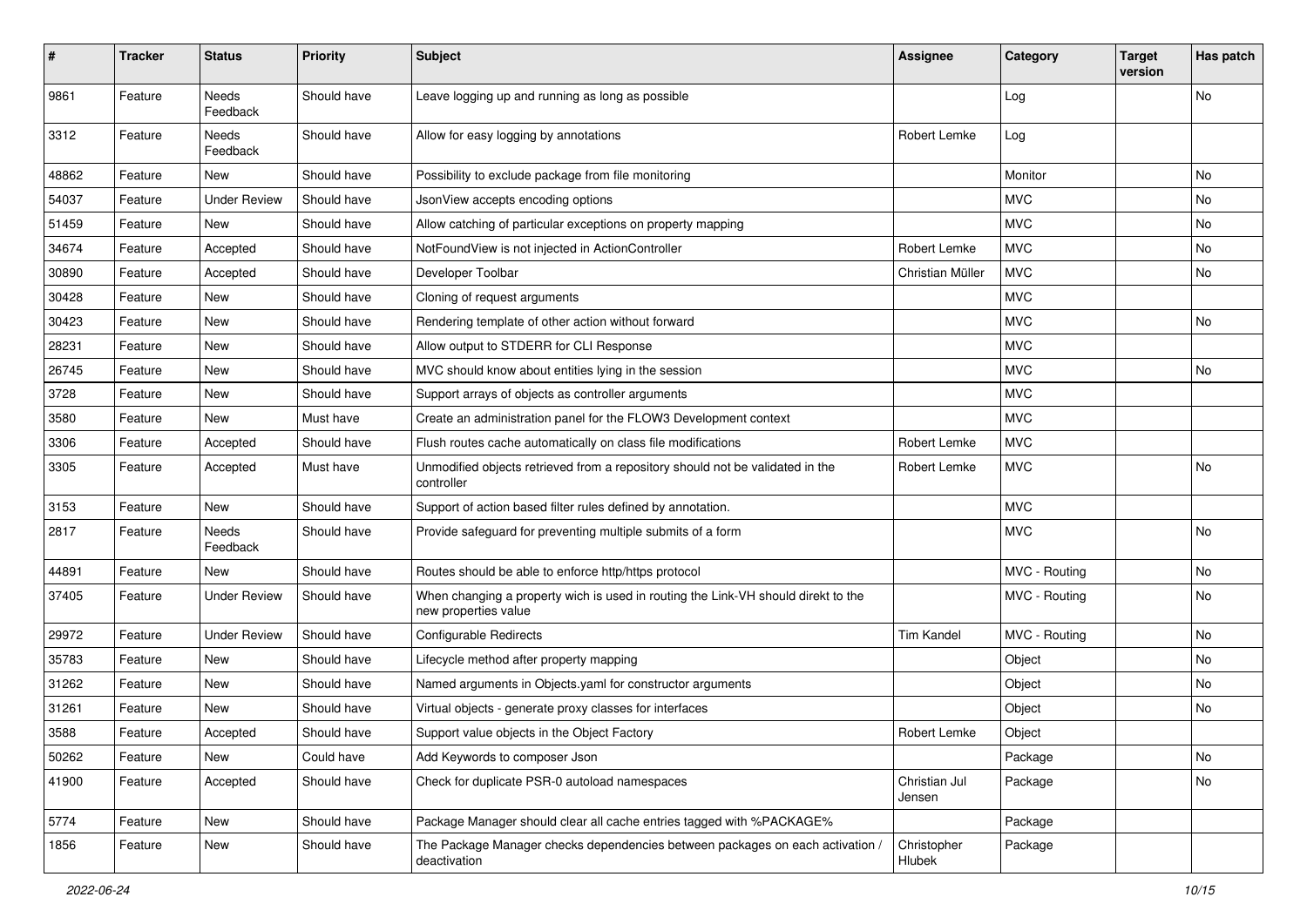| # | Tracker | Status | Priority | Subject | Assignee | Category | Target version | Has patch |
|---|---|---|---|---|---|---|---|---|
| 9861 | Feature | Needs Feedback | Should have | Leave logging up and running as long as possible | | Log | | No |
| 3312 | Feature | Needs Feedback | Should have | Allow for easy logging by annotations | Robert Lemke | Log | | |
| 48862 | Feature | New | Should have | Possibility to exclude package from file monitoring | | Monitor | | No |
| 54037 | Feature | Under Review | Should have | JsonView accepts encoding options | | MVC | | No |
| 51459 | Feature | New | Should have | Allow catching of particular exceptions on property mapping | | MVC | | No |
| 34674 | Feature | Accepted | Should have | NotFoundView is not injected in ActionController | Robert Lemke | MVC | | No |
| 30890 | Feature | Accepted | Should have | Developer Toolbar | Christian Müller | MVC | | No |
| 30428 | Feature | New | Should have | Cloning of request arguments | | MVC | | |
| 30423 | Feature | New | Should have | Rendering template of other action without forward | | MVC | | No |
| 28231 | Feature | New | Should have | Allow output to STDERR for CLI Response | | MVC | | |
| 26745 | Feature | New | Should have | MVC should know about entities lying in the session | | MVC | | No |
| 3728 | Feature | New | Should have | Support arrays of objects as controller arguments | | MVC | | |
| 3580 | Feature | New | Must have | Create an administration panel for the FLOW3 Development context | | MVC | | |
| 3306 | Feature | Accepted | Should have | Flush routes cache automatically on class file modifications | Robert Lemke | MVC | | |
| 3305 | Feature | Accepted | Must have | Unmodified objects retrieved from a repository should not be validated in the controller | Robert Lemke | MVC | | No |
| 3153 | Feature | New | Should have | Support of action based filter rules defined by annotation. | | MVC | | |
| 2817 | Feature | Needs Feedback | Should have | Provide safeguard for preventing multiple submits of a form | | MVC | | No |
| 44891 | Feature | New | Should have | Routes should be able to enforce http/https protocol | | MVC - Routing | | No |
| 37405 | Feature | Under Review | Should have | When changing a property wich is used in routing the Link-VH should direkt to the new properties value | | MVC - Routing | | No |
| 29972 | Feature | Under Review | Should have | Configurable Redirects | Tim Kandel | MVC - Routing | | No |
| 35783 | Feature | New | Should have | Lifecycle method after property mapping | | Object | | No |
| 31262 | Feature | New | Should have | Named arguments in Objects.yaml for constructor arguments | | Object | | No |
| 31261 | Feature | New | Should have | Virtual objects - generate proxy classes for interfaces | | Object | | No |
| 3588 | Feature | Accepted | Should have | Support value objects in the Object Factory | Robert Lemke | Object | | |
| 50262 | Feature | New | Could have | Add Keywords to composer Json | | Package | | No |
| 41900 | Feature | Accepted | Should have | Check for duplicate PSR-0 autoload namespaces | Christian Jul Jensen | Package | | No |
| 5774 | Feature | New | Should have | Package Manager should clear all cache entries tagged with %PACKAGE% | | Package | | |
| 1856 | Feature | New | Should have | The Package Manager checks dependencies between packages on each activation / deactivation | Christopher Hlubek | Package | | |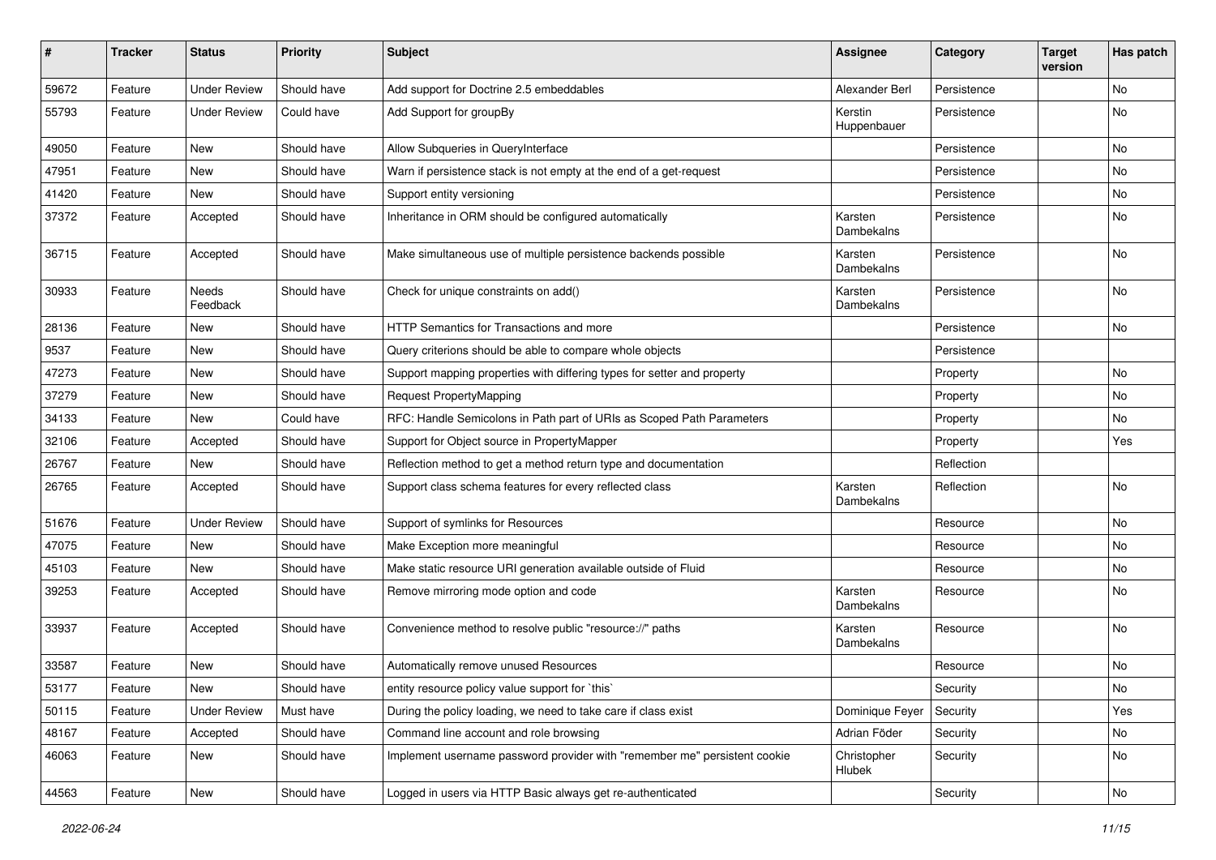| # | Tracker | Status | Priority | Subject | Assignee | Category | Target version | Has patch |
|---|---|---|---|---|---|---|---|---|
| 59672 | Feature | Under Review | Should have | Add support for Doctrine 2.5 embeddables | Alexander Berl | Persistence | | No |
| 55793 | Feature | Under Review | Could have | Add Support for groupBy | Kerstin Huppenbauer | Persistence | | No |
| 49050 | Feature | New | Should have | Allow Subqueries in QueryInterface | | Persistence | | No |
| 47951 | Feature | New | Should have | Warn if persistence stack is not empty at the end of a get-request | | Persistence | | No |
| 41420 | Feature | New | Should have | Support entity versioning | | Persistence | | No |
| 37372 | Feature | Accepted | Should have | Inheritance in ORM should be configured automatically | Karsten Dambekalns | Persistence | | No |
| 36715 | Feature | Accepted | Should have | Make simultaneous use of multiple persistence backends possible | Karsten Dambekalns | Persistence | | No |
| 30933 | Feature | Needs Feedback | Should have | Check for unique constraints on add() | Karsten Dambekalns | Persistence | | No |
| 28136 | Feature | New | Should have | HTTP Semantics for Transactions and more | | Persistence | | No |
| 9537 | Feature | New | Should have | Query criterions should be able to compare whole objects | | Persistence | | |
| 47273 | Feature | New | Should have | Support mapping properties with differing types for setter and property | | Property | | No |
| 37279 | Feature | New | Should have | Request PropertyMapping | | Property | | No |
| 34133 | Feature | New | Could have | RFC: Handle Semicolons in Path part of URIs as Scoped Path Parameters | | Property | | No |
| 32106 | Feature | Accepted | Should have | Support for Object source in PropertyMapper | | Property | | Yes |
| 26767 | Feature | New | Should have | Reflection method to get a method return type and documentation | | Reflection | | |
| 26765 | Feature | Accepted | Should have | Support class schema features for every reflected class | Karsten Dambekalns | Reflection | | No |
| 51676 | Feature | Under Review | Should have | Support of symlinks for Resources | | Resource | | No |
| 47075 | Feature | New | Should have | Make Exception more meaningful | | Resource | | No |
| 45103 | Feature | New | Should have | Make static resource URI generation available outside of Fluid | | Resource | | No |
| 39253 | Feature | Accepted | Should have | Remove mirroring mode option and code | Karsten Dambekalns | Resource | | No |
| 33937 | Feature | Accepted | Should have | Convenience method to resolve public "resource://" paths | Karsten Dambekalns | Resource | | No |
| 33587 | Feature | New | Should have | Automatically remove unused Resources | | Resource | | No |
| 53177 | Feature | New | Should have | entity resource policy value support for `this` | | Security | | No |
| 50115 | Feature | Under Review | Must have | During the policy loading, we need to take care if class exist | Dominique Feyer | Security | | Yes |
| 48167 | Feature | Accepted | Should have | Command line account and role browsing | Adrian Föder | Security | | No |
| 46063 | Feature | New | Should have | Implement username password provider with "remember me" persistent cookie | Christopher Hlubek | Security | | No |
| 44563 | Feature | New | Should have | Logged in users via HTTP Basic always get re-authenticated | | Security | | No |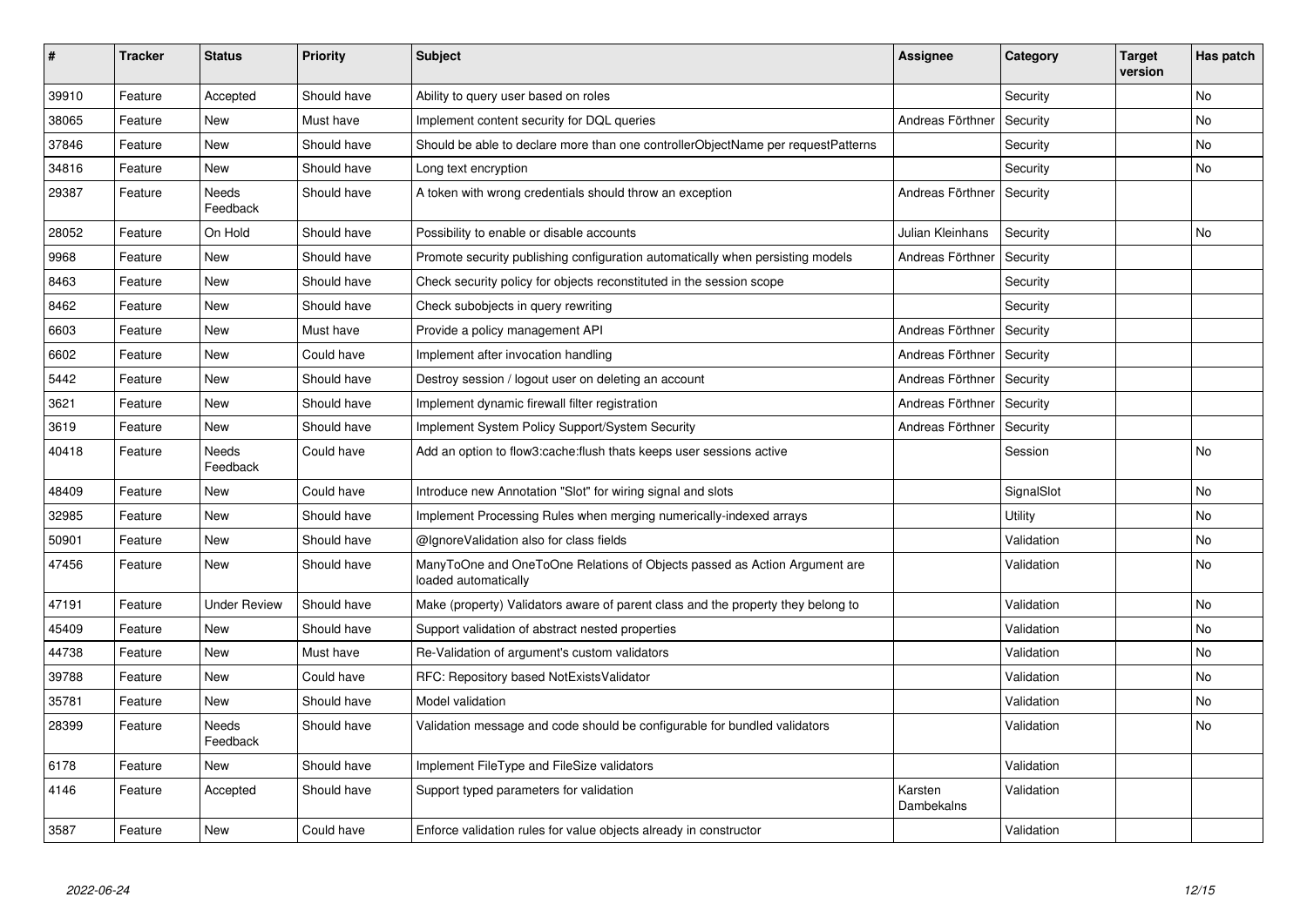| # | Tracker | Status | Priority | Subject | Assignee | Category | Target version | Has patch |
|---|---|---|---|---|---|---|---|---|
| 39910 | Feature | Accepted | Should have | Ability to query user based on roles | | Security | | No |
| 38065 | Feature | New | Must have | Implement content security for DQL queries | Andreas Förthner | Security | | No |
| 37846 | Feature | New | Should have | Should be able to declare more than one controllerObjectName per requestPatterns | | Security | | No |
| 34816 | Feature | New | Should have | Long text encryption | | Security | | No |
| 29387 | Feature | Needs Feedback | Should have | A token with wrong credentials should throw an exception | Andreas Förthner | Security | | |
| 28052 | Feature | On Hold | Should have | Possibility to enable or disable accounts | Julian Kleinhans | Security | | No |
| 9968 | Feature | New | Should have | Promote security publishing configuration automatically when persisting models | Andreas Förthner | Security | | |
| 8463 | Feature | New | Should have | Check security policy for objects reconstituted in the session scope | | Security | | |
| 8462 | Feature | New | Should have | Check subobjects in query rewriting | | Security | | |
| 6603 | Feature | New | Must have | Provide a policy management API | Andreas Förthner | Security | | |
| 6602 | Feature | New | Could have | Implement after invocation handling | Andreas Förthner | Security | | |
| 5442 | Feature | New | Should have | Destroy session / logout user on deleting an account | Andreas Förthner | Security | | |
| 3621 | Feature | New | Should have | Implement dynamic firewall filter registration | Andreas Förthner | Security | | |
| 3619 | Feature | New | Should have | Implement System Policy Support/System Security | Andreas Förthner | Security | | |
| 40418 | Feature | Needs Feedback | Could have | Add an option to flow3:cache:flush thats keeps user sessions active | | Session | | No |
| 48409 | Feature | New | Could have | Introduce new Annotation "Slot" for wiring signal and slots | | SignalSlot | | No |
| 32985 | Feature | New | Should have | Implement Processing Rules when merging numerically-indexed arrays | | Utility | | No |
| 50901 | Feature | New | Should have | @IgnoreValidation also for class fields | | Validation | | No |
| 47456 | Feature | New | Should have | ManyToOne and OneToOne Relations of Objects passed as Action Argument are loaded automatically | | Validation | | No |
| 47191 | Feature | Under Review | Should have | Make (property) Validators aware of parent class and the property they belong to | | Validation | | No |
| 45409 | Feature | New | Should have | Support validation of abstract nested properties | | Validation | | No |
| 44738 | Feature | New | Must have | Re-Validation of argument's custom validators | | Validation | | No |
| 39788 | Feature | New | Could have | RFC: Repository based NotExistsValidator | | Validation | | No |
| 35781 | Feature | New | Should have | Model validation | | Validation | | No |
| 28399 | Feature | Needs Feedback | Should have | Validation message and code should be configurable for bundled validators | | Validation | | No |
| 6178 | Feature | New | Should have | Implement FileType and FileSize validators | | Validation | | |
| 4146 | Feature | Accepted | Should have | Support typed parameters for validation | Karsten Dambekalns | Validation | | |
| 3587 | Feature | New | Could have | Enforce validation rules for value objects already in constructor | | Validation | | |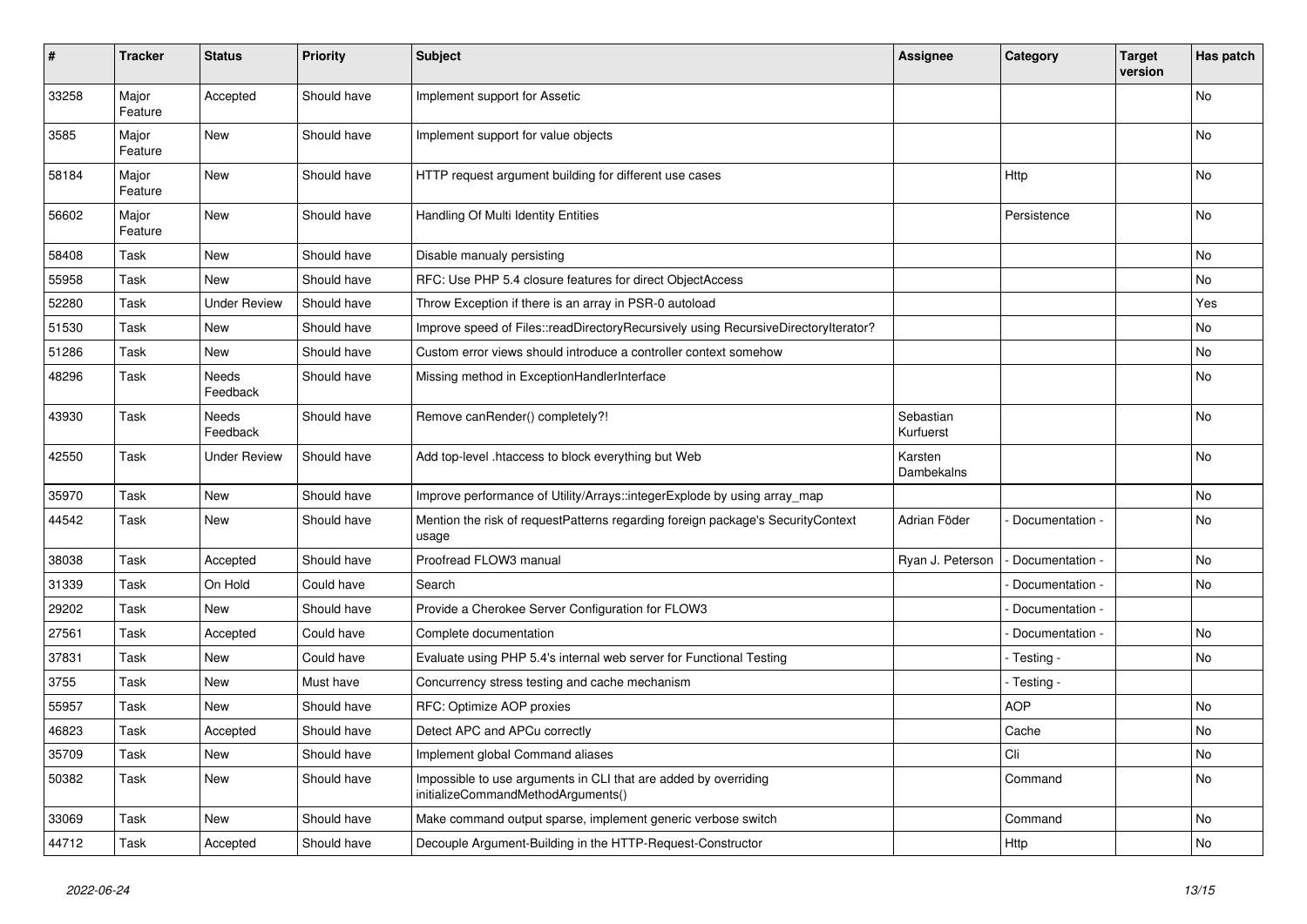| # | Tracker | Status | Priority | Subject | Assignee | Category | Target version | Has patch |
|---|---|---|---|---|---|---|---|---|
| 33258 | Major Feature | Accepted | Should have | Implement support for Assetic | | | | No |
| 3585 | Major Feature | New | Should have | Implement support for value objects | | | | No |
| 58184 | Major Feature | New | Should have | HTTP request argument building for different use cases | | Http | | No |
| 56602 | Major Feature | New | Should have | Handling Of Multi Identity Entities | | Persistence | | No |
| 58408 | Task | New | Should have | Disable manualy persisting | | | | No |
| 55958 | Task | New | Should have | RFC: Use PHP 5.4 closure features for direct ObjectAccess | | | | No |
| 52280 | Task | Under Review | Should have | Throw Exception if there is an array in PSR-0 autoload | | | | Yes |
| 51530 | Task | New | Should have | Improve speed of Files::readDirectoryRecursively using RecursiveDirectoryIterator? | | | | No |
| 51286 | Task | New | Should have | Custom error views should introduce a controller context somehow | | | | No |
| 48296 | Task | Needs Feedback | Should have | Missing method in ExceptionHandlerInterface | | | | No |
| 43930 | Task | Needs Feedback | Should have | Remove canRender() completely?! | Sebastian Kurfuerst | | | No |
| 42550 | Task | Under Review | Should have | Add top-level .htaccess to block everything but Web | Karsten Dambekalns | | | No |
| 35970 | Task | New | Should have | Improve performance of Utility/Arrays::integerExplode by using array_map | | | | No |
| 44542 | Task | New | Should have | Mention the risk of requestPatterns regarding foreign package's SecurityContext usage | Adrian Föder | - Documentation - | | No |
| 38038 | Task | Accepted | Should have | Proofread FLOW3 manual | Ryan J. Peterson | - Documentation - | | No |
| 31339 | Task | On Hold | Could have | Search | | - Documentation - | | No |
| 29202 | Task | New | Should have | Provide a Cherokee Server Configuration for FLOW3 | | - Documentation - | | |
| 27561 | Task | Accepted | Could have | Complete documentation | | - Documentation - | | No |
| 37831 | Task | New | Could have | Evaluate using PHP 5.4's internal web server for Functional Testing | | - Testing - | | No |
| 3755 | Task | New | Must have | Concurrency stress testing and cache mechanism | | - Testing - | | |
| 55957 | Task | New | Should have | RFC: Optimize AOP proxies | | AOP | | No |
| 46823 | Task | Accepted | Should have | Detect APC and APCu correctly | | Cache | | No |
| 35709 | Task | New | Should have | Implement global Command aliases | | Cli | | No |
| 50382 | Task | New | Should have | Impossible to use arguments in CLI that are added by overriding initializeCommandMethodArguments() | | Command | | No |
| 33069 | Task | New | Should have | Make command output sparse, implement generic verbose switch | | Command | | No |
| 44712 | Task | Accepted | Should have | Decouple Argument-Building in the HTTP-Request-Constructor | | Http | | No |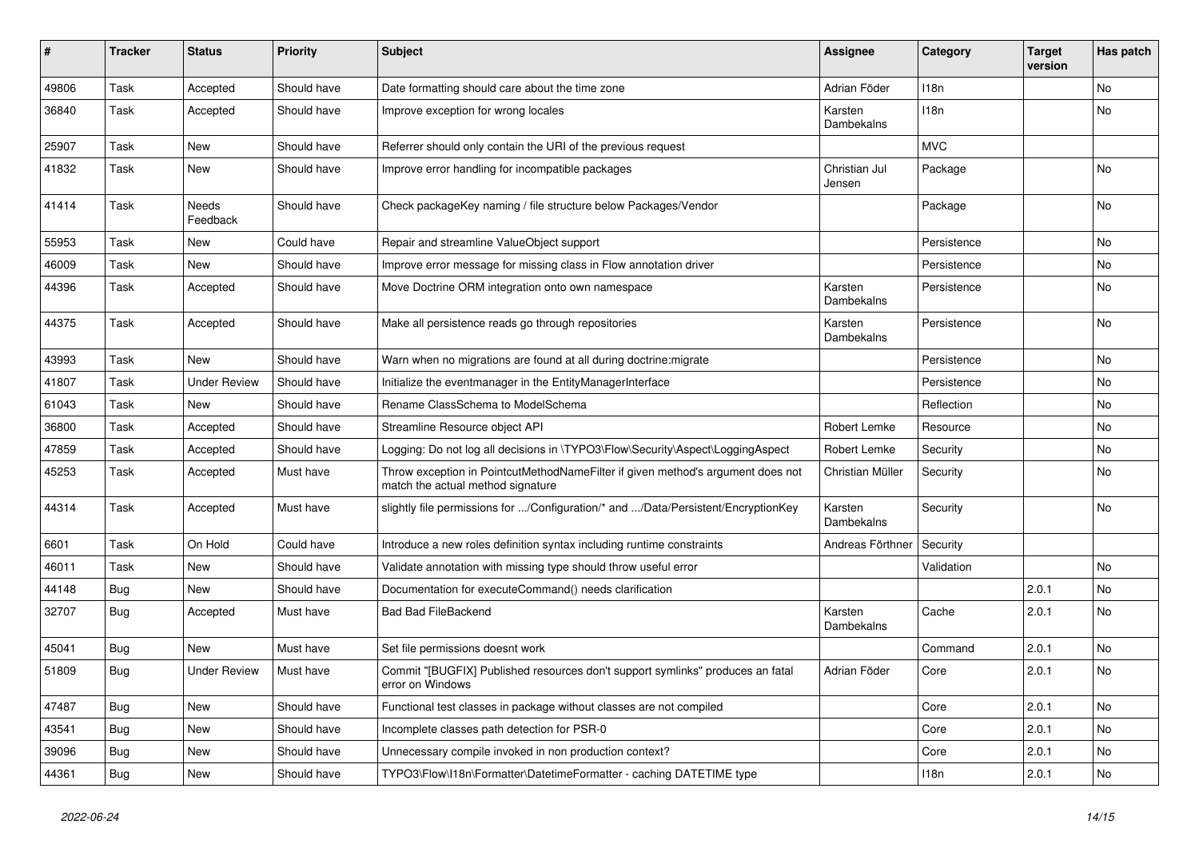| # | Tracker | Status | Priority | Subject | Assignee | Category | Target version | Has patch |
|---|---|---|---|---|---|---|---|---|
| 49806 | Task | Accepted | Should have | Date formatting should care about the time zone | Adrian Föder | I18n | | No |
| 36840 | Task | Accepted | Should have | Improve exception for wrong locales | Karsten Dambekalns | I18n | | No |
| 25907 | Task | New | Should have | Referrer should only contain the URI of the previous request | | MVC | | |
| 41832 | Task | New | Should have | Improve error handling for incompatible packages | Christian Jul Jensen | Package | | No |
| 41414 | Task | Needs Feedback | Should have | Check packageKey naming / file structure below Packages/Vendor | | Package | | No |
| 55953 | Task | New | Could have | Repair and streamline ValueObject support | | Persistence | | No |
| 46009 | Task | New | Should have | Improve error message for missing class in Flow annotation driver | | Persistence | | No |
| 44396 | Task | Accepted | Should have | Move Doctrine ORM integration onto own namespace | Karsten Dambekalns | Persistence | | No |
| 44375 | Task | Accepted | Should have | Make all persistence reads go through repositories | Karsten Dambekalns | Persistence | | No |
| 43993 | Task | New | Should have | Warn when no migrations are found at all during doctrine:migrate | | Persistence | | No |
| 41807 | Task | Under Review | Should have | Initialize the eventmanager in the EntityManagerInterface | | Persistence | | No |
| 61043 | Task | New | Should have | Rename ClassSchema to ModelSchema | | Reflection | | No |
| 36800 | Task | Accepted | Should have | Streamline Resource object API | Robert Lemke | Resource | | No |
| 47859 | Task | Accepted | Should have | Logging: Do not log all decisions in \TYPO3\Flow\Security\Aspect\LoggingAspect | Robert Lemke | Security | | No |
| 45253 | Task | Accepted | Must have | Throw exception in PointcutMethodNameFilter if given method's argument does not match the actual method signature | Christian Müller | Security | | No |
| 44314 | Task | Accepted | Must have | slightly file permissions for .../Configuration/* and .../Data/Persistent/EncryptionKey | Karsten Dambekalns | Security | | No |
| 6601 | Task | On Hold | Could have | Introduce a new roles definition syntax including runtime constraints | Andreas Förthner | Security | | |
| 46011 | Task | New | Should have | Validate annotation with missing type should throw useful error | | Validation | | No |
| 44148 | Bug | New | Should have | Documentation for executeCommand() needs clarification | | | 2.0.1 | No |
| 32707 | Bug | Accepted | Must have | Bad Bad FileBackend | Karsten Dambekalns | Cache | 2.0.1 | No |
| 45041 | Bug | New | Must have | Set file permissions doesnt work | | Command | 2.0.1 | No |
| 51809 | Bug | Under Review | Must have | Commit "[BUGFIX] Published resources don't support symlinks" produces an fatal error on Windows | Adrian Föder | Core | 2.0.1 | No |
| 47487 | Bug | New | Should have | Functional test classes in package without classes are not compiled | | Core | 2.0.1 | No |
| 43541 | Bug | New | Should have | Incomplete classes path detection for PSR-0 | | Core | 2.0.1 | No |
| 39096 | Bug | New | Should have | Unnecessary compile invoked in non production context? | | Core | 2.0.1 | No |
| 44361 | Bug | New | Should have | TYPO3\Flow\I18n\Formatter\DatetimeFormatter - caching DATETIME type | | I18n | 2.0.1 | No |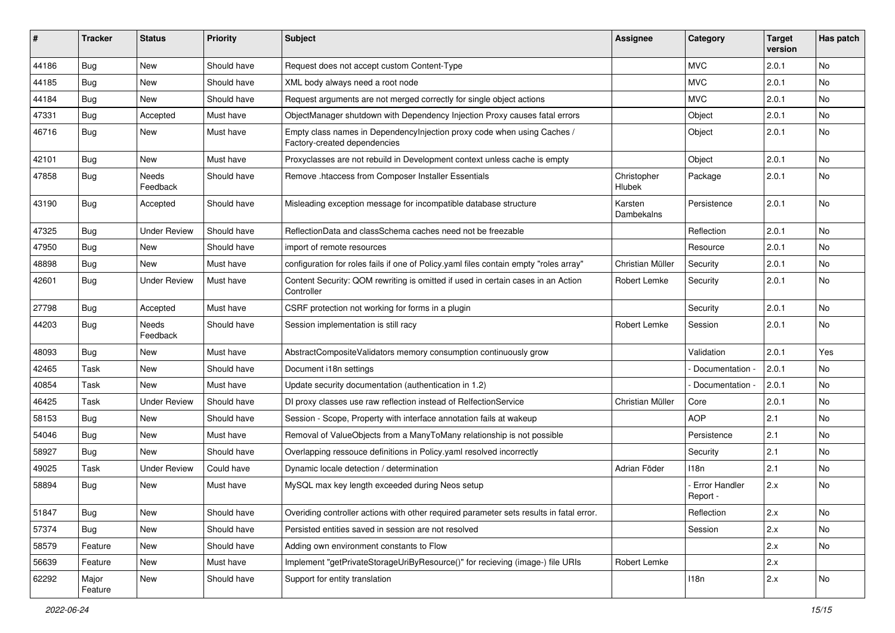| # | Tracker | Status | Priority | Subject | Assignee | Category | Target version | Has patch |
|---|---|---|---|---|---|---|---|---|
| 44186 | Bug | New | Should have | Request does not accept custom Content-Type | | MVC | 2.0.1 | No |
| 44185 | Bug | New | Should have | XML body always need a root node | | MVC | 2.0.1 | No |
| 44184 | Bug | New | Should have | Request arguments are not merged correctly for single object actions | | MVC | 2.0.1 | No |
| 47331 | Bug | Accepted | Must have | ObjectManager shutdown with Dependency Injection Proxy causes fatal errors | | Object | 2.0.1 | No |
| 46716 | Bug | New | Must have | Empty class names in DependencyInjection proxy code when using Caches / Factory-created dependencies | | Object | 2.0.1 | No |
| 42101 | Bug | New | Must have | Proxyclasses are not rebuild in Development context unless cache is empty | | Object | 2.0.1 | No |
| 47858 | Bug | Needs Feedback | Should have | Remove .htaccess from Composer Installer Essentials | Christopher Hlubek | Package | 2.0.1 | No |
| 43190 | Bug | Accepted | Should have | Misleading exception message for incompatible database structure | Karsten Dambekalns | Persistence | 2.0.1 | No |
| 47325 | Bug | Under Review | Should have | ReflectionData and classSchema caches need not be freezable | | Reflection | 2.0.1 | No |
| 47950 | Bug | New | Should have | import of remote resources | | Resource | 2.0.1 | No |
| 48898 | Bug | New | Must have | configuration for roles fails if one of Policy.yaml files contain empty "roles array" | Christian Müller | Security | 2.0.1 | No |
| 42601 | Bug | Under Review | Must have | Content Security: QOM rewriting is omitted if used in certain cases in an Action Controller | Robert Lemke | Security | 2.0.1 | No |
| 27798 | Bug | Accepted | Must have | CSRF protection not working for forms in a plugin | | Security | 2.0.1 | No |
| 44203 | Bug | Needs Feedback | Should have | Session implementation is still racy | Robert Lemke | Session | 2.0.1 | No |
| 48093 | Bug | New | Must have | AbstractCompositeValidators memory consumption continuously grow | | Validation | 2.0.1 | Yes |
| 42465 | Task | New | Should have | Document i18n settings | | - Documentation - | 2.0.1 | No |
| 40854 | Task | New | Must have | Update security documentation (authentication in 1.2) | | - Documentation - | 2.0.1 | No |
| 46425 | Task | Under Review | Should have | DI proxy classes use raw reflection instead of RelfectionService | Christian Müller | Core | 2.0.1 | No |
| 58153 | Bug | New | Should have | Session - Scope, Property with interface annotation fails at wakeup | | AOP | 2.1 | No |
| 54046 | Bug | New | Must have | Removal of ValueObjects from a ManyToMany relationship is not possible | | Persistence | 2.1 | No |
| 58927 | Bug | New | Should have | Overlapping ressouce definitions in Policy.yaml resolved incorrectly | | Security | 2.1 | No |
| 49025 | Task | Under Review | Could have | Dynamic locale detection / determination | Adrian Föder | I18n | 2.1 | No |
| 58894 | Bug | New | Must have | MySQL max key length exceeded during Neos setup | | - Error Handler Report - | 2.x | No |
| 51847 | Bug | New | Should have | Overiding controller actions with other required parameter sets results in fatal error. | | Reflection | 2.x | No |
| 57374 | Bug | New | Should have | Persisted entities saved in session are not resolved | | Session | 2.x | No |
| 58579 | Feature | New | Should have | Adding own environment constants to Flow | | | 2.x | No |
| 56639 | Feature | New | Must have | Implement "getPrivateStorageUriByResource()" for recieving (image-) file URIs | Robert Lemke | | 2.x | |
| 62292 | Major Feature | New | Should have | Support for entity translation | | I18n | 2.x | No |